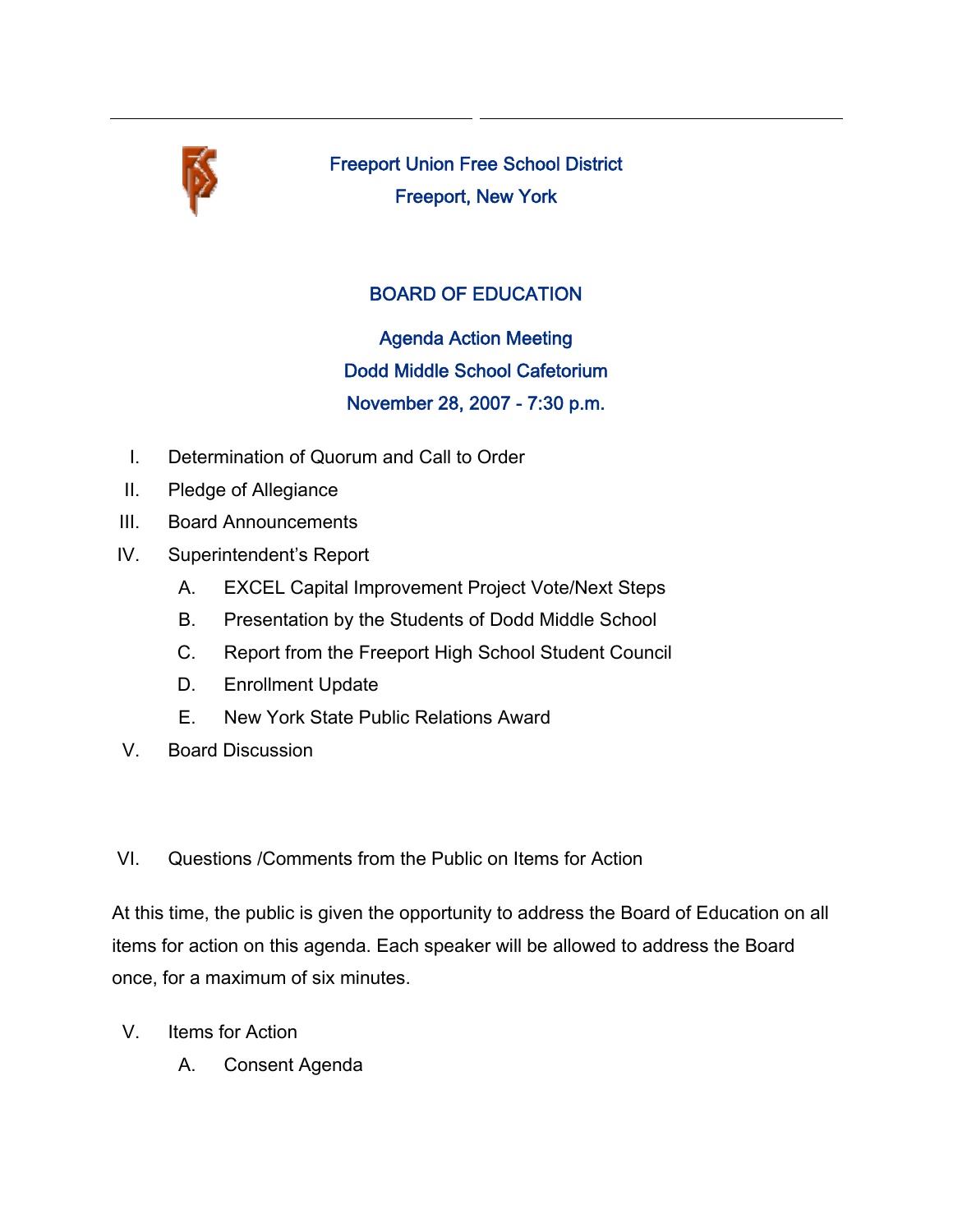# Freeport Union Free School District

## Freeport, New York

## BOARD OF EDUCATION

### Agenda Action Meeting
### Dodd Middle School Cafetorium
### November 28, 2007 - 7:30 p.m.

I. Determination of Quorum and Call to Order

II. Pledge of Allegiance

III. Board Announcements

IV. Superintendent's Report

   A. EXCEL Capital Improvement Project Vote/Next Steps

   B. Presentation by the Students of Dodd Middle School

   C. Report from the Freeport High School Student Council

   D. Enrollment Update

   E. New York State Public Relations Award

V. Board Discussion

VI. Questions /Comments from the Public on Items for Action

At this time, the public is given the opportunity to address the Board of Education on all items for action on this agenda. Each speaker will be allowed to address the Board once, for a maximum of six minutes.

V. Items for Action

   A. Consent Agenda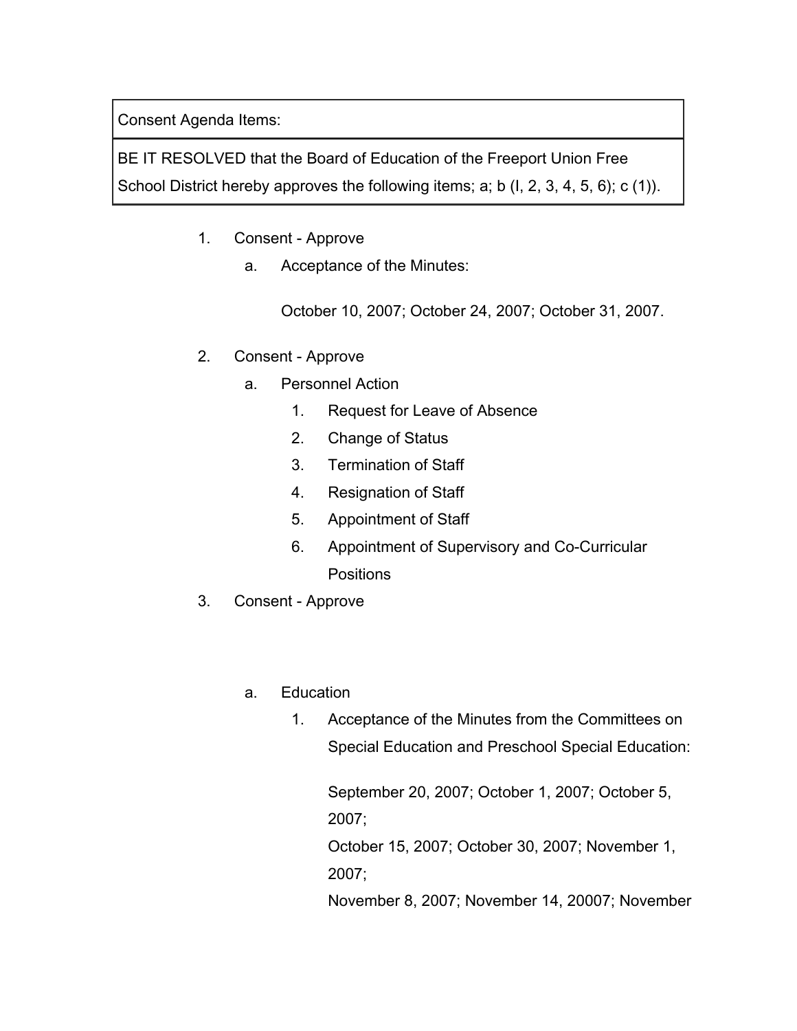| Consent Agenda Items: |
| --- |
| BE IT RESOLVED that the Board of Education of the Freeport Union Free School District hereby approves the following items; a; b (l, 2, 3, 4, 5, 6); c (1)). |

1. Consent - Approve
   a. Acceptance of the Minutes:

      October 10, 2007; October 24, 2007; October 31, 2007.

2. Consent - Approve
   a. Personnel Action
      1. Request for Leave of Absence
      2. Change of Status
      3. Termination of Staff
      4. Resignation of Staff
      5. Appointment of Staff
      6. Appointment of Supervisory and Co-Curricular Positions

3. Consent - Approve

   a. Education
      1. Acceptance of the Minutes from the Committees on Special Education and Preschool Special Education:

         September 20, 2007; October 1, 2007; October 5, 2007;
         October 15, 2007; October 30, 2007; November 1, 2007;
         November 8, 2007; November 14, 20007; November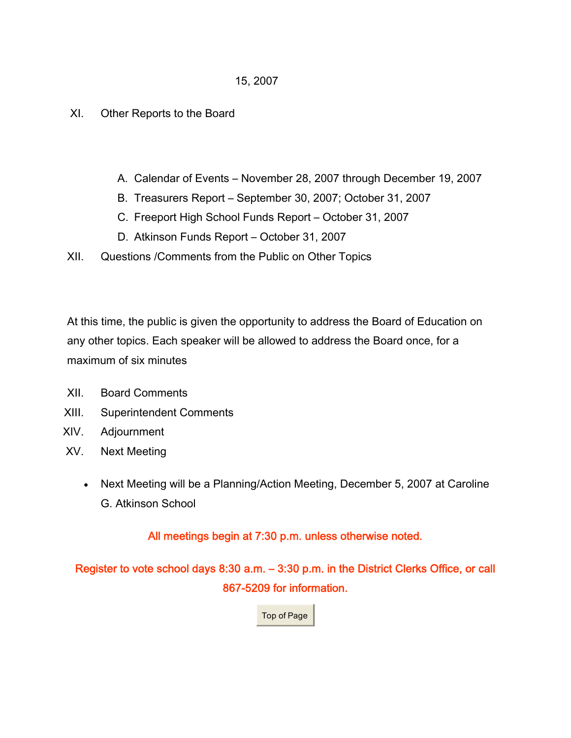15, 2007

XI. Other Reports to the Board

A. Calendar of Events – November 28, 2007 through December 19, 2007
B. Treasurers Report – September 30, 2007; October 31, 2007
C. Freeport High School Funds Report – October 31, 2007
D. Atkinson Funds Report – October 31, 2007

XII. Questions /Comments from the Public on Other Topics

At this time, the public is given the opportunity to address the Board of Education on any other topics. Each speaker will be allowed to address the Board once, for a maximum of six minutes

XII. Board Comments
XIII. Superintendent Comments
XIV. Adjournment
XV. Next Meeting

- Next Meeting will be a Planning/Action Meeting, December 5, 2007 at Caroline G. Atkinson School

**All meetings begin at 7:30 p.m. unless otherwise noted.**

**Register to vote school days 8:30 a.m. – 3:30 p.m. in the District Clerks Office, or call 867-5209 for information.**

Top of Page